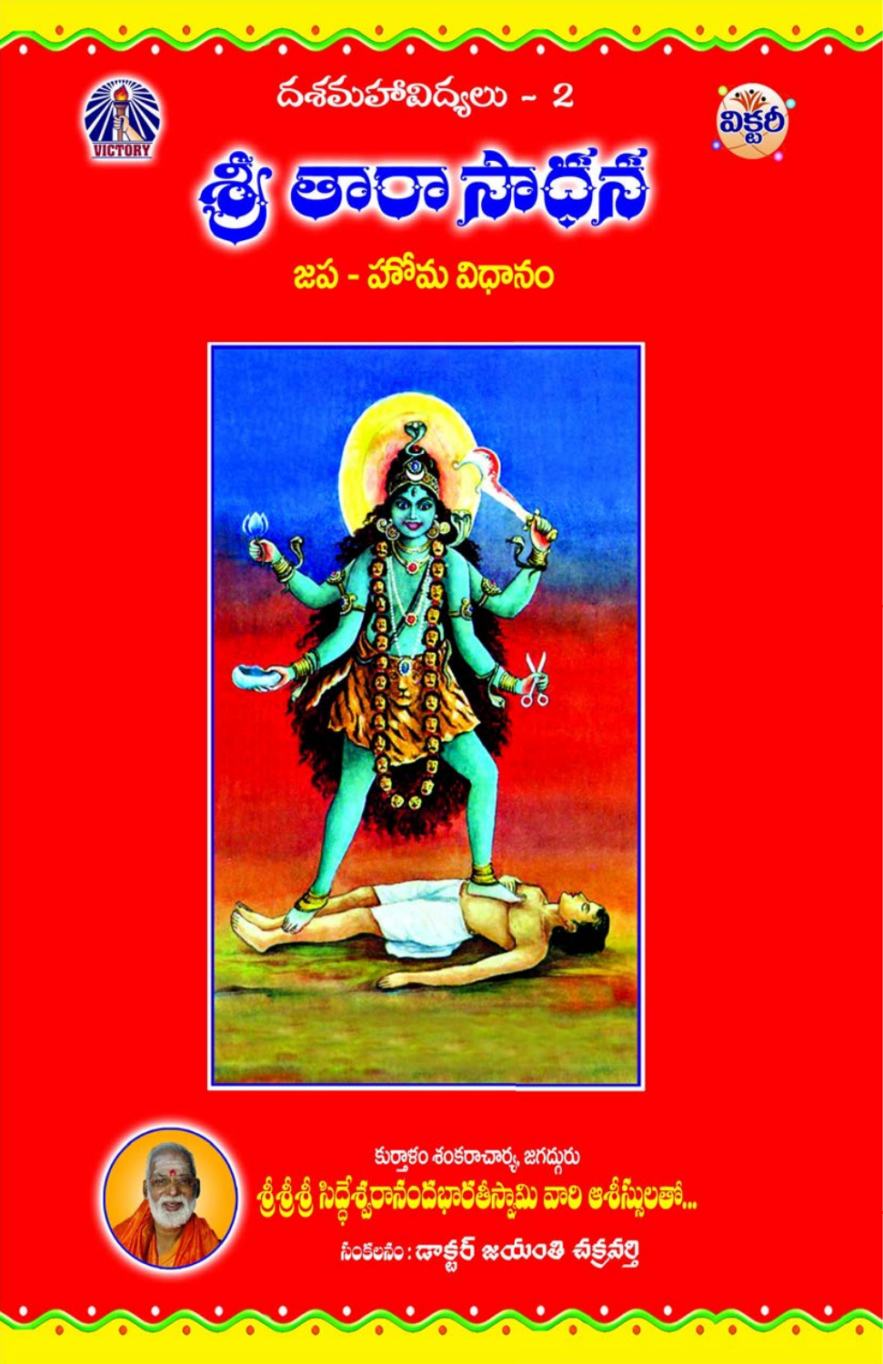దశమహావిద్యలు - 2

# శ్రీ తారా సాధన

## జప - హోమ విధానం

VICTORY

విక్టరీ

కుర్తాళం శంకరాచార్య, జగద్గురు

**శ్రీశ్రీశ్రీ సిద్ధేశ్వరానందభారతీస్వామి వారి ఆశీస్సులతో...**

సంకలనం : డాక్టర్ జయంతి చక్రవర్తి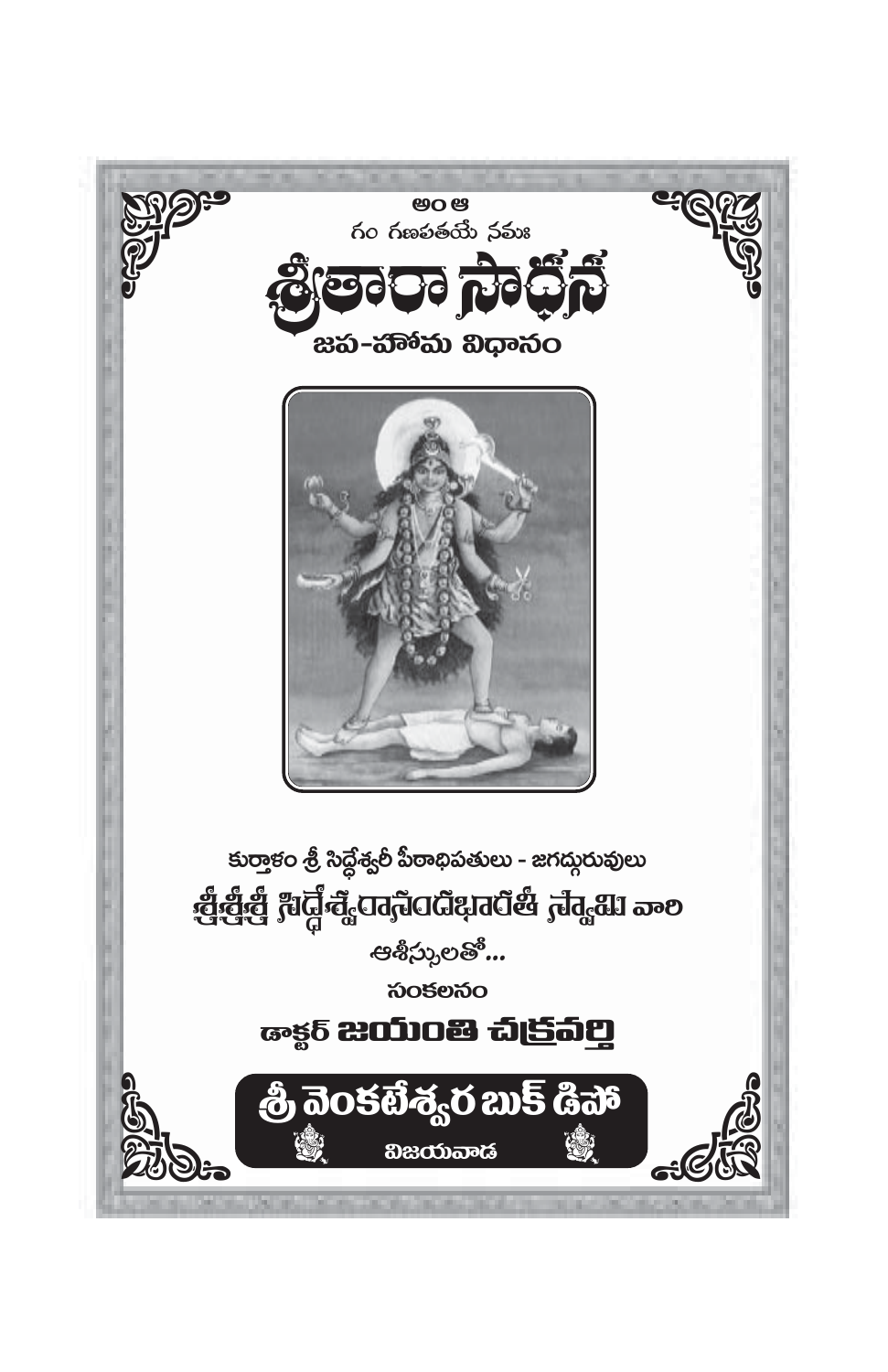అం ఆ

గం గణపతయే నమః

# శ్రీతారా సాధన

## జప-హోమ విధానం

కుర్తాళం శ్రీ సిద్ధేశ్వరీ పీఠాధిపతులు - జగద్గురువులు

**శ్రీశ్రీశ్రీ సిద్ధేశ్వరానందభారతీ స్వామి వారి**

ఆశీస్సులతో...

సంకలనం

**డాక్టర్ జయంతి చక్రవర్తి**

**శ్రీ వెంకటేశ్వర బుక్ డిపో**

విజయవాడ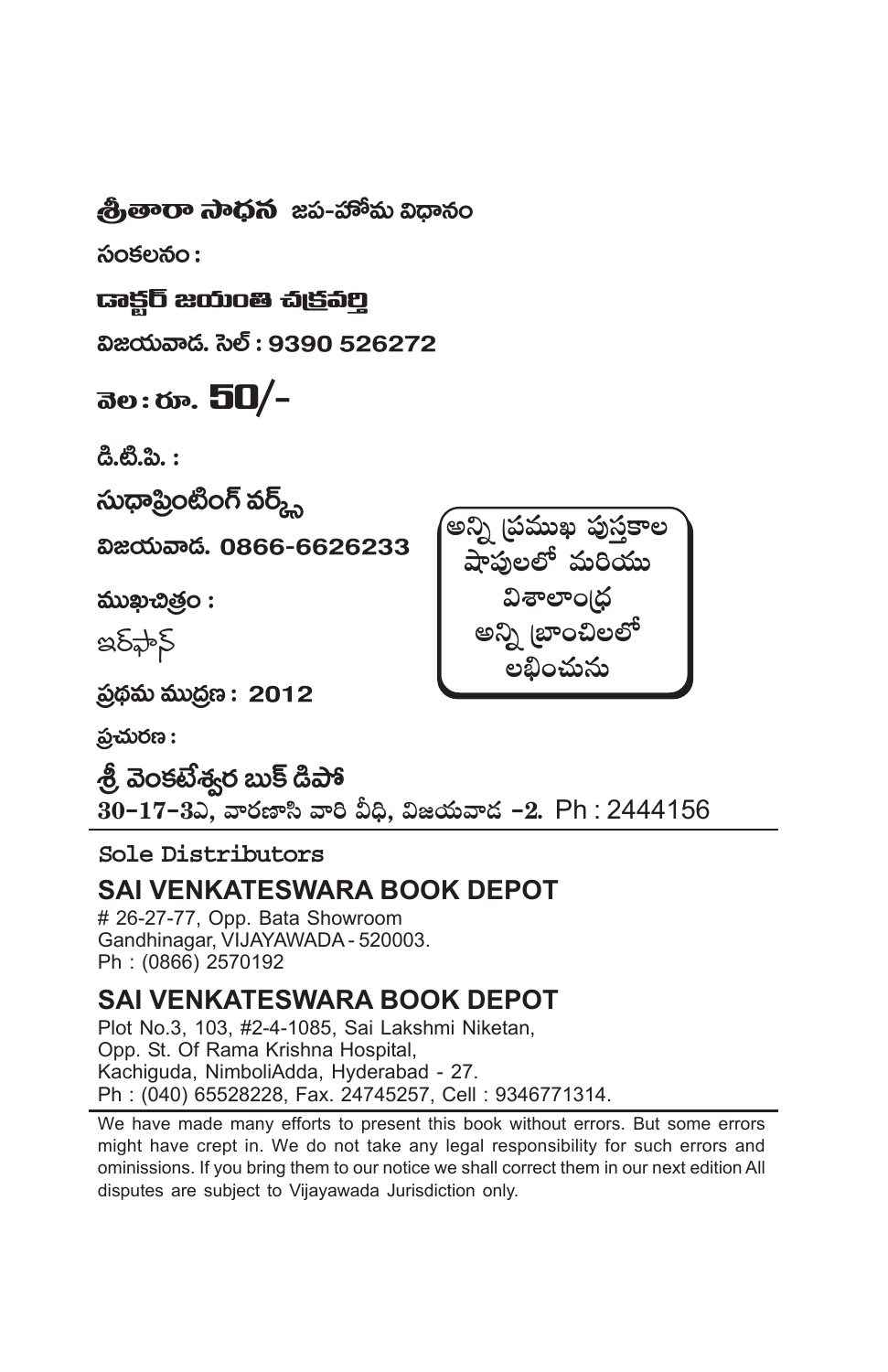**శ్రీతారా సాధన** జప-హోమ విధానం

సంకలనం :

**డాక్టర్ జయంతి చక్రవర్తి**

విజయవాడ. సెల్ : 9390 526272

వెల : రూ. **50/-**

డి.టి.పి. :

సుధాప్రింటింగ్ వర్క్స్

విజయవాడ. 0866-6626233

ముఖచిత్రం :

ఇర్ఫాన్

ప్రథమ ముద్రణ : 2012

ప్రచురణ :

**శ్రీ వెంకటేశ్వర బుక్ డిపో**

30-17-3ఎ, వారణాసి వారి వీధి, విజయవాడ -2. Ph : 2444156

అన్ని ప్రముఖ పుస్తకాల షాపులలో మరియు విశాలాంధ్ర అన్ని బ్రాంచిలలో లభించును

Sole Distributors

## SAI VENKATESWARA BOOK DEPOT

# 26-27-77, Opp. Bata Showroom
Gandhinagar, VIJAYAWADA - 520003.
Ph : (0866) 2570192

## SAI VENKATESWARA BOOK DEPOT

Plot No.3, 103, #2-4-1085, Sai Lakshmi Niketan,
Opp. St. Of Rama Krishna Hospital,
Kachiguda, NimboliAdda, Hyderabad - 27.
Ph : (040) 65528228, Fax. 24745257, Cell : 9346771314.

We have made many efforts to present this book without errors. But some errors might have crept in. We do not take any legal responsibility for such errors and ominissions. If you bring them to our notice we shall correct them in our next edition All disputes are subject to Vijayawada Jurisdiction only.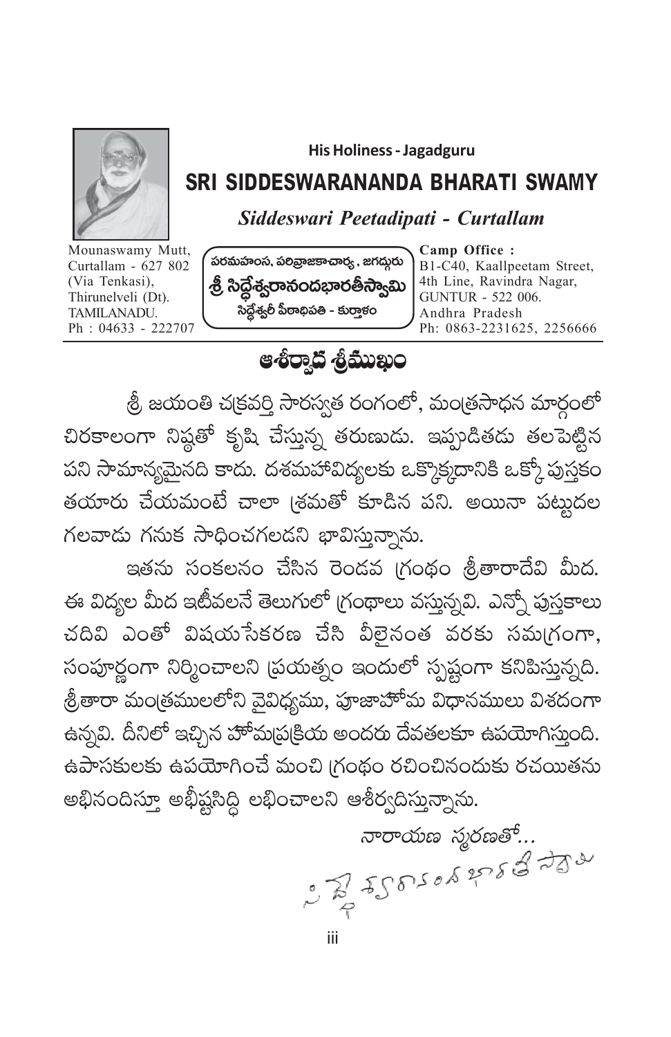His Holiness - Jagadguru

## SRI SIDDESWARANANDA BHARATI SWAMY

*Siddeswari Peetadipati - Curtallam*

Mounaswamy Mutt,
Curtallam - 627 802
(Via Tenkasi),
Thirunelveli (Dt).
TAMILANADU.
Ph : 04633 - 222707

పరమహంస, పరివ్రాజకాచార్య , జగద్గురు
**శ్రీ సిద్ధేశ్వరానందభారతీస్వామి**
సిద్ధేశ్వరీ పీఠాధిపతి - కుర్తాళం

**Camp Office :**
B1-C40, Kaallpeetam Street,
4th Line, Ravindra Nagar,
GUNTUR - 522 006.
Andhra Pradesh
Ph: 0863-2231625, 2256666

# ఆశీర్వాద శ్రీముఖం

శ్రీ జయంతి చక్రవర్తి సారస్వత రంగంలో, మంత్రసాధన మార్గంలో చిరకాలంగా నిష్ఠతో కృషి చేస్తున్న తరుణుడు. ఇప్పుడితడు తలపెట్టిన పని సామాన్యమైనది కాదు. దశమహావిద్యలకు ఒక్కొక్కదానికి ఒక్కో పుస్తకం తయారు చేయమంటే చాలా శ్రమతో కూడిన పని. అయినా పట్టుదల గలవాడు గనుక సాధించగలడని భావిస్తున్నాను.

ఇతను సంకలనం చేసిన రెండవ గ్రంథం శ్రీతారాదేవి మీద. ఈ విద్యల మీద ఇటీవలనే తెలుగులో గ్రంథాలు వస్తున్నవి. ఎన్నో పుస్తకాలు చదివి ఎంతో విషయసేకరణ చేసి వీలైనంత వరకు సమగ్రంగా, సంపూర్ణంగా నిర్మించాలని ప్రయత్నం ఇందులో స్పష్టంగా కనిపిస్తున్నది. శ్రీతారా మంత్రములలోని వైవిధ్యము, పూజాహోమ విధానములు విశదంగా ఉన్నవి. దీనిలో ఇచ్చిన హోమప్రక్రియ అందరు దేవతలకూ ఉపయోగిస్తుంది. ఉపాసకులకు ఉపయోగించే మంచి గ్రంథం రచించినందుకు రచయితను అభినందిస్తూ అభీష్టసిద్ధి లభించాలని ఆశీర్వదిస్తున్నాను.

నారాయణ స్మరణతో...
సిద్ధేశ్వరానంద భారతీ స్వామి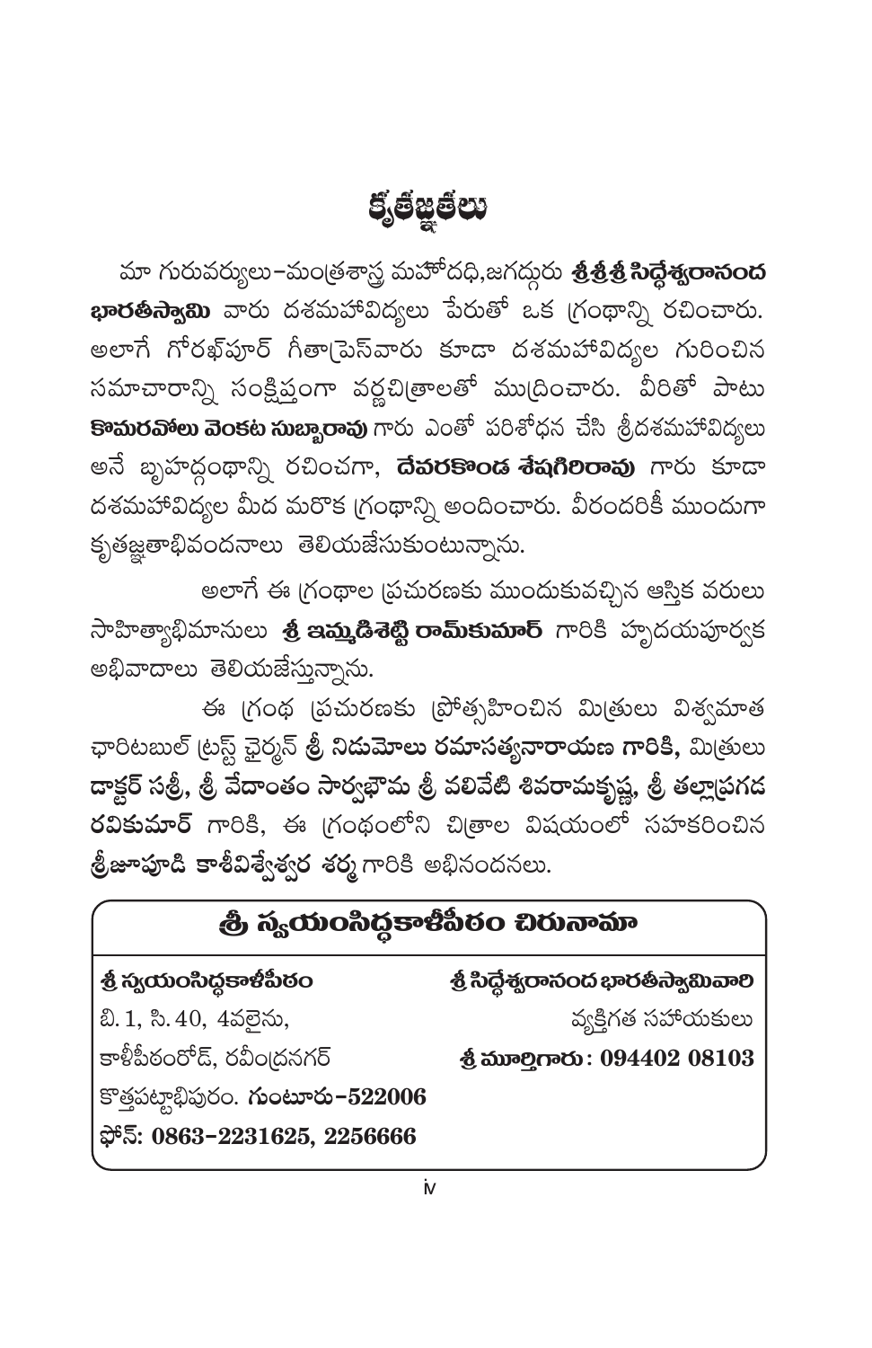# కృతజ్ఞతలు

మా గురువర్యులు-మంత్రశాస్త్ర మహోదధి,జగద్గురు **శ్రీశ్రీశ్రీ సిద్ధేశ్వరానంద భారతీస్వామి** వారు దశమహావిద్యలు పేరుతో ఒక గ్రంథాన్ని రచించారు. అలాగే గోరఖ్‌పూర్ గీతాప్రెస్‌వారు కూడా దశమహావిద్యల గురించిన సమాచారాన్ని సంక్షిప్తంగా వర్ణచిత్రాలతో ముద్రించారు. వీరితో పాటు **కొమరవోలు వెంకట సుబ్బారావు** గారు ఎంతో పరిశోధన చేసి శ్రీదశమహావిద్యలు అనే బృహద్గ్రంథాన్ని రచించగా, **దేవరకొండ శేషగిరిరావు** గారు కూడా దశమహావిద్యల మీద మరొక గ్రంథాన్ని అందించారు. వీరందరికీ ముందుగా కృతజ్ఞతాభివందనాలు తెలియజేసుకుంటున్నాను.

అలాగే ఈ గ్రంథాల ప్రచురణకు ముందుకువచ్చిన ఆస్తిక వరులు సాహిత్యాభిమానులు **శ్రీ ఇమ్మడిశెట్టి రామ్‌కుమార్** గారికి హృదయపూర్వక అభివాదాలు తెలియజేస్తున్నాను.

ఈ గ్రంథ ప్రచురణకు ప్రోత్సహించిన మిత్రులు విశ్వమాత ఛారిటబుల్ ట్రస్ట్ ఛైర్మన్ **శ్రీ నిడుమోలు రమాసత్యనారాయణ గారికి,** మిత్రులు **డాక్టర్ సశ్రీ, శ్రీ వేదాంతం సార్వభౌమ శ్రీ వలివేటి శివరామకృష్ణ, శ్రీ తల్లాప్రగడ రవికుమార్** గారికి, ఈ గ్రంథంలోని చిత్రాల విషయంలో సహకరించిన **శ్రీజూపూడి కాశీవిశ్వేశ్వర శర్మ** గారికి అభినందనలు.

## శ్రీ స్వయంసిద్ధకాళీపీఠం చిరునామా

**శ్రీ స్వయంసిద్ధకాళీపీఠం**
బి. 1, సి. 40, 4వలైను,
కాళీపీఠంరోడ్, రవీంద్రనగర్
కొత్తపట్టాభిపురం. **గుంటూరు-522006**
**ఫోన్: 0863-2231625, 2256666**

**శ్రీ సిద్ధేశ్వరానంద భారతీస్వామివారి**
వ్యక్తిగత సహాయకులు
**శ్రీ మూర్తిగారు : 094402 08103**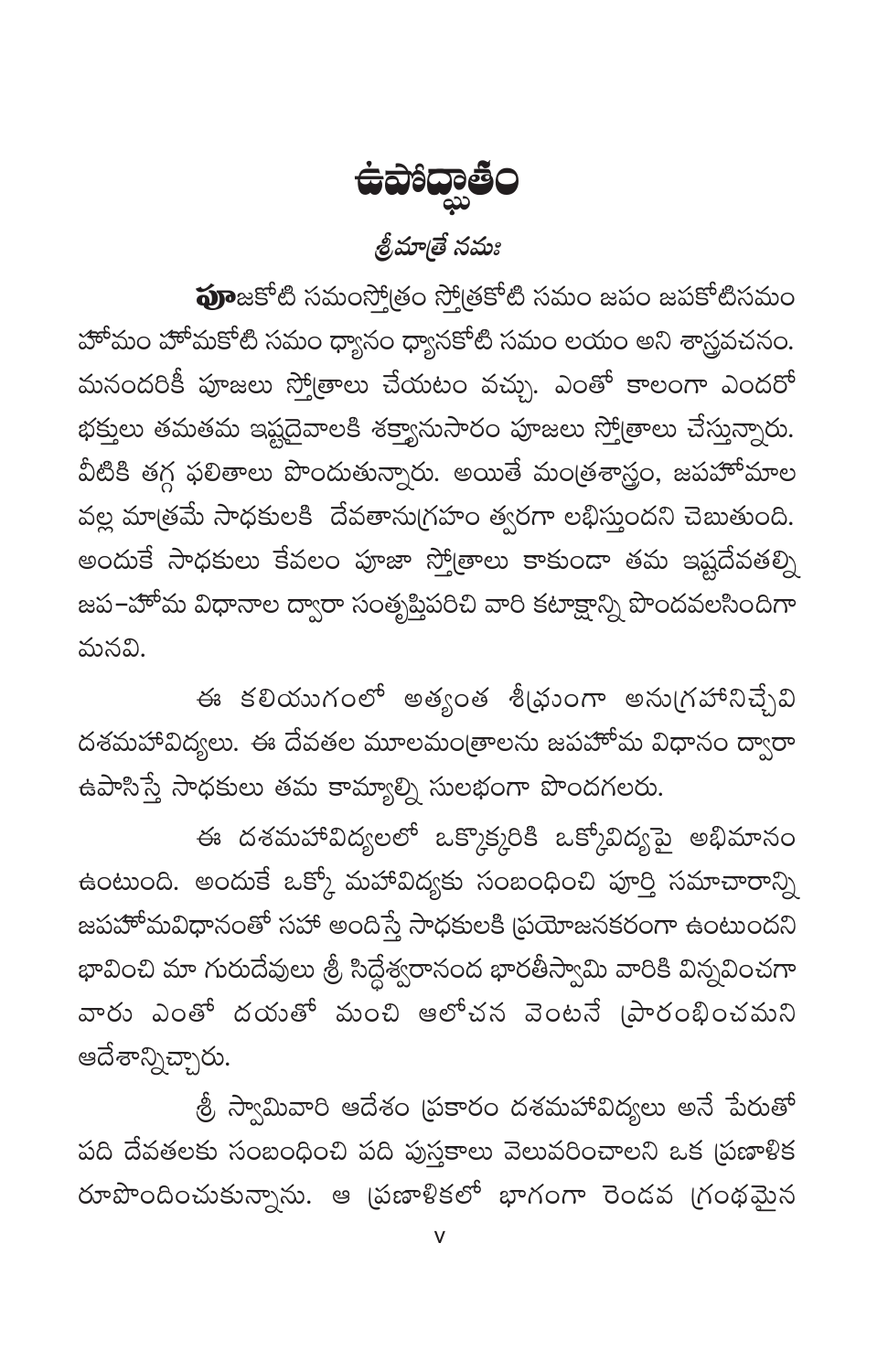# ఉపోద్ఘాతం

*శ్రీమాత్రే నమః*

**పూ**జకోటి సమంస్తోత్రం స్తోత్రకోటి సమం జపం జపకోటిసమం హోమం హోమకోటి సమం ధ్యానం ధ్యానకోటి సమం లయం అని శాస్త్రవచనం. మనందరికీ పూజలు స్తోత్రాలు చేయటం వచ్చు. ఎంతో కాలంగా ఎందరో భక్తులు తమతమ ఇష్టదైవాలకి శక్త్యానుసారం పూజలు స్తోత్రాలు చేస్తున్నారు. వీటికి తగ్గ ఫలితాలు పొందుతున్నారు. అయితే మంత్రశాస్త్రం, జపహోమాల వల్ల మాత్రమే సాధకులకి దేవతానుగ్రహం త్వరగా లభిస్తుందని చెబుతుంది. అందుకే సాధకులు కేవలం పూజా స్తోత్రాలు కాకుండా తమ ఇష్టదేవతల్ని జప–హోమ విధానాల ద్వారా సంతృప్తిపరిచి వారి కటాక్షాన్ని పొందవలసిందిగా మనవి.

ఈ కలియుగంలో అత్యంత శీఘ్రంగా అనుగ్రహానిచ్చేవి దశమహావిద్యలు. ఈ దేవతల మూలమంత్రాలను జపహోమ విధానం ద్వారా ఉపాసిస్తే సాధకులు తమ కామ్యాల్ని సులభంగా పొందగలరు.

ఈ దశమహావిద్యలలో ఒక్కొక్కరికి ఒక్కోవిద్యపై అభిమానం ఉంటుంది. అందుకే ఒక్కో మహావిద్యకు సంబంధించి పూర్తి సమాచారాన్ని జపహోమవిధానంతో సహా అందిస్తే సాధకులకి ప్రయోజనకరంగా ఉంటుందని భావించి మా గురుదేవులు శ్రీ సిద్ధేశ్వరానంద భారతీస్వామి వారికి విన్నవించగా వారు ఎంతో దయతో మంచి ఆలోచన వెంటనే ప్రారంభించమని ఆదేశాన్నిచ్చారు.

శ్రీ స్వామివారి ఆదేశం ప్రకారం దశమహావిద్యలు అనే పేరుతో పది దేవతలకు సంబంధించి పది పుస్తకాలు వెలువరించాలని ఒక ప్రణాళిక రూపొందించుకున్నాను. ఆ ప్రణాళికలో భాగంగా రెండవ గ్రంథమైన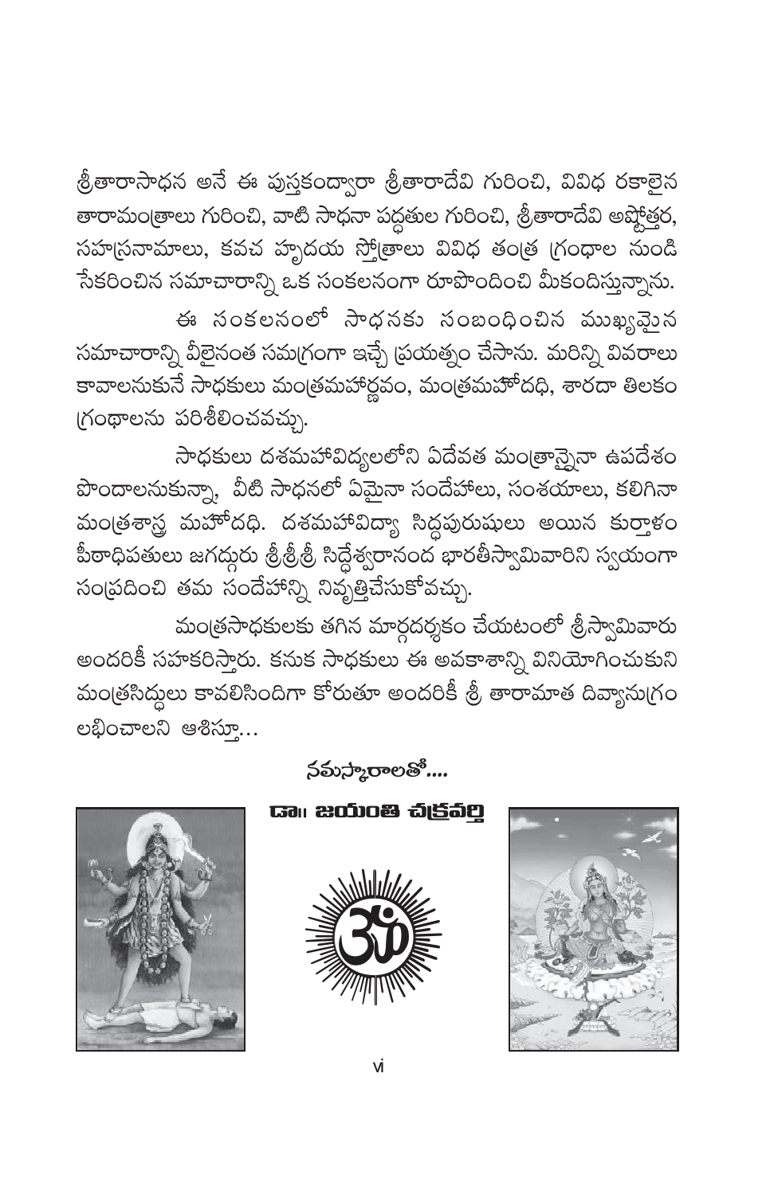శ్రీతారాసాధన అనే ఈ పుస్తకంద్వారా శ్రీతారాదేవి గురించి, వివిధ రకాలైన తారామంత్రాలు గురించి, వాటి సాధనా పద్ధతుల గురించి, శ్రీతారాదేవి అష్టోత్తర, సహస్రనామాలు, కవచ హృదయ స్తోత్రాలు వివిధ తంత్ర గ్రంధాల నుండి సేకరించిన సమాచారాన్ని ఒక సంకలనంగా రూపొందించి మీకందిస్తున్నాను.

ఈ సంకలనంలో సాధనకు సంబంధించిన ముఖ్యమైన సమాచారాన్ని వీలైనంత సమగ్రంగా ఇచ్చే ప్రయత్నం చేసాను. మరిన్ని వివరాలు కావాలనుకునే సాధకులు మంత్రమహార్ణవం, మంత్రమహోదధి, శారదా తిలకం గ్రంథాలను పరిశీలించవచ్చు.

సాధకులు దశమహావిద్యలలోని ఏదేవత మంత్రాన్నైనా ఉపదేశం పొందాలనుకున్నా, వీటి సాధనలో ఏమైనా సందేహాలు, సంశయాలు, కలిగినా మంత్రశాస్త్ర మహోదధి. దశమహావిద్యా సిద్ధపురుషులు అయిన కుర్తాళం పీఠాధిపతులు జగద్గురు శ్రీశ్రీశ్రీ సిద్ధేశ్వరానంద భారతీస్వామివారిని స్వయంగా సంప్రదించి తమ సందేహాన్ని నివృత్తిచేసుకోవచ్చు.

మంత్రసాధకులకు తగిన మార్గదర్శకం చేయటంలో శ్రీస్వామివారు అందరికీ సహకరిస్తారు. కనుక సాధకులు ఈ అవకాశాన్ని వినియోగించుకుని మంత్రసిద్ధులు కావలిసిందిగా కోరుతూ అందరికీ శ్రీ తారామాత దివ్యానుగ్రం లభించాలని ఆశిస్తూ...

**నమస్కారాలతో....**

**డా॥ జయంతి చక్రవర్తి**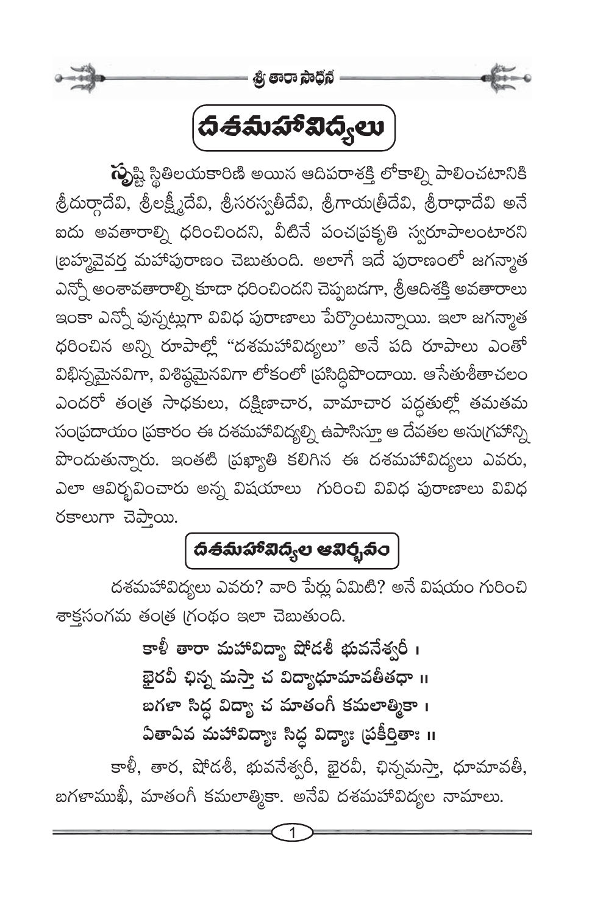# దశమహావిద్యలు

సృష్టి స్థితిలయకారిణి అయిన ఆదిపరాశక్తి లోకాల్ని పాలించటానికి శ్రీదుర్గాదేవి, శ్రీలక్ష్మీదేవి, శ్రీసరస్వతీదేవి, శ్రీగాయత్రీదేవి, శ్రీరాధాదేవి అనే ఐదు అవతారాల్ని ధరించిందని, వీటినే పంచప్రకృతి స్వరూపాలంటారని బ్రహ్మవైవర్త మహాపురాణం చెబుతుంది. అలాగే ఇదే పురాణంలో జగన్మాత ఎన్నో అంశావతారాల్ని కూడా ధరించిందని చెప్పబడగా, శ్రీఆదిశక్తి అవతారాలు ఇంకా ఎన్నో వున్నట్లుగా వివిధ పురాణాలు పేర్కొంటున్నాయి. ఇలా జగన్మాత ధరించిన అన్ని రూపాల్లో "దశమహావిద్యలు" అనే పది రూపాలు ఎంతో విభిన్నమైనవిగా, విశిష్టమైనవిగా లోకంలో ప్రసిద్ధిపొందాయి. ఆసేతుశీతాచలం ఎందరో తంత్ర సాధకులు, దక్షిణాచార, వామాచార పద్ధతుల్లో తమతమ సంప్రదాయం ప్రకారం ఈ దశమహావిద్యల్ని ఉపాసిస్తూ ఆ దేవతల అనుగ్రహాన్ని పొందుతున్నారు. ఇంతటి ప్రఖ్యాతి కలిగిన ఈ దశమహావిద్యలు ఎవరు, ఎలా ఆవిర్భవించారు అన్న విషయాలు గురించి వివిధ పురాణాలు వివిధ రకాలుగా చెప్తాయి.

## దశమహావిద్యల ఆవిర్భవం

దశమహావిద్యలు ఎవరు? వారి పేర్లు ఏమిటి? అనే విషయం గురించి శాక్తసంగమ తంత్ర గ్రంథం ఇలా చెబుతుంది.

> **కాళీ తారా మహావిద్యా షోడశీ భువనేశ్వరీ ।**
> **భైరవీ ఛిన్న మస్తా చ విద్యాధూమావతీతథా ॥**
> **బగళా సిద్ధ విద్యా చ మాతంగీ కమలాత్మికా ।**
> **ఏతాఏవ మహావిద్యాః సిద్ధ విద్యాః ప్రకీర్తితాః ॥**

కాళీ, తార, షోడశీ, భువనేశ్వరీ, భైరవీ, ఛిన్నమస్తా, ధూమావతీ, బగళాముఖీ, మాతంగీ కమలాత్మికా. అనేవి దశమహావిద్యల నామాలు.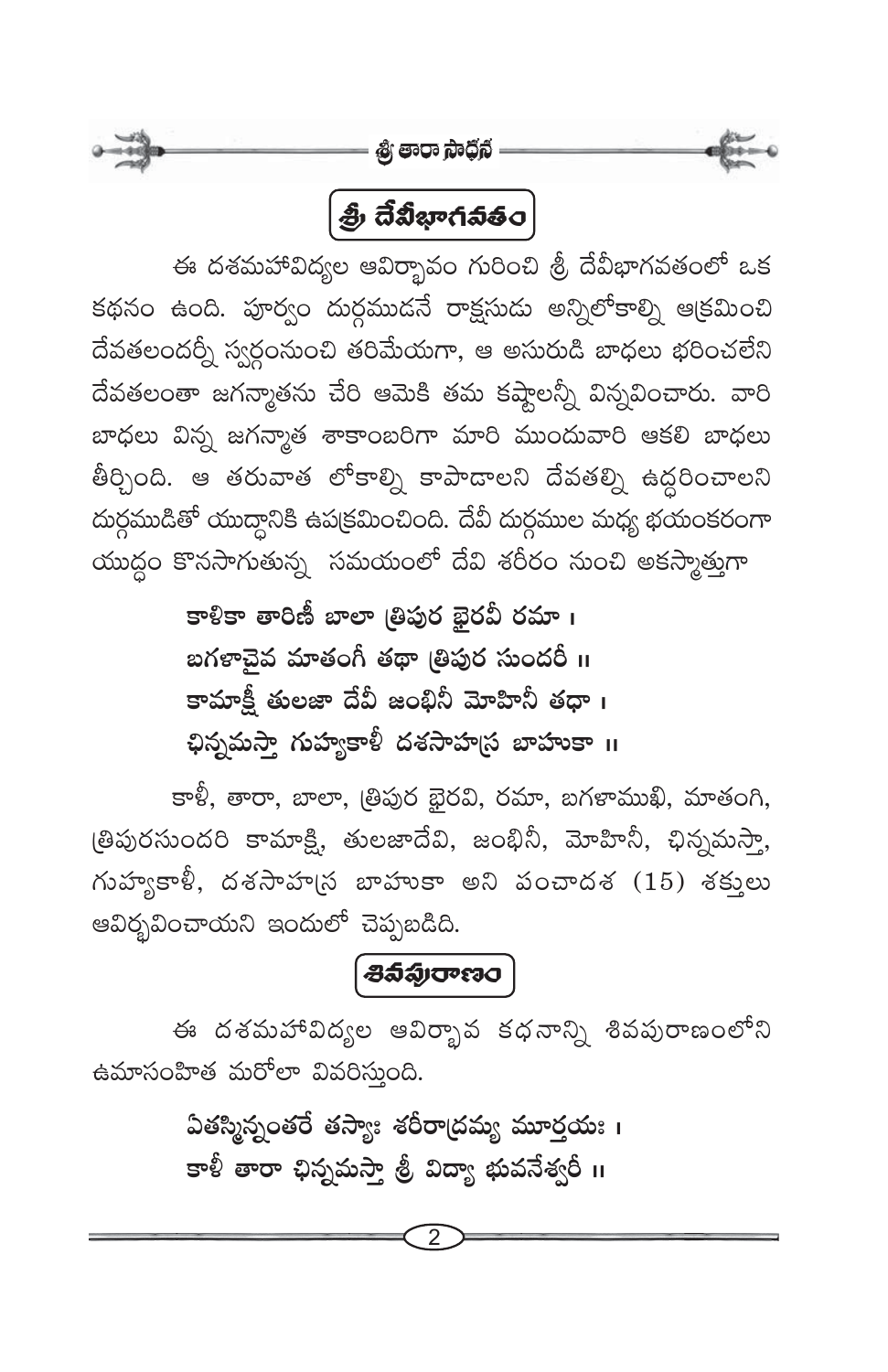## శ్రీ దేవీభాగవతం

ఈ దశమహావిద్యల ఆవిర్భావం గురించి శ్రీ దేవీభాగవతంలో ఒక కథనం ఉంది. పూర్వం దుర్గముడనే రాక్షసుడు అన్నిలోకాల్ని ఆక్రమించి దేవతలందర్నీ స్వర్గంనుంచి తరిమేయగా, ఆ అసురుడి బాధలు భరించలేని దేవతలంతా జగన్మాతను చేరి ఆమెకి తమ కష్టాలన్నీ విన్నవించారు. వారి బాధలు విన్న జగన్మాత శాకాంబరిగా మారి ముందువారి ఆకలి బాధలు తీర్చింది. ఆ తరువాత లోకాల్ని కాపాడాలని దేవతల్ని ఉద్ధరించాలని దుర్గముడితో యుద్ధానికి ఉపక్రమించింది. దేవీ దుర్గముల మధ్య భయంకరంగా యుద్ధం కొనసాగుతున్న సమయంలో దేవి శరీరం నుంచి అకస్మాత్తుగా

> **కాళికా తారిణీ బాలా త్రిపుర భైరవీ రమా ।**
> **బగళాచైవ మాతంగీ తథా త్రిపుర సుందరీ ॥**
> **కామాక్షీ తులజా దేవీ జంభినీ మోహినీ తథా ।**
> **ఛిన్నమస్తా గుహ్యకాళీ దశసాహస్ర బాహుకా ॥**

కాళీ, తారా, బాలా, త్రిపుర భైరవి, రమా, బగళాముఖి, మాతంగి, త్రిపురసుందరి కామాక్షి, తులజాదేవి, జంభినీ, మోహినీ, ఛిన్నమస్తా, గుహ్యకాళీ, దశసాహస్ర బాహుకా అని పంచాదశ (15) శక్తులు ఆవిర్భవించాయని ఇందులో చెప్పబడిది.

## శివపురాణం

ఈ దశమహావిద్యల ఆవిర్భావ కథనాన్ని శివపురాణంలోని ఉమాసంహిత మరోలా వివరిస్తుంది.

> **ఏతస్మిన్నంతరే తస్యాః శరీరాద్రమ్య మూర్తయః ।**
> **కాళీ తారా ఛిన్నమస్తా శ్రీ విద్యా భువనేశ్వరీ ॥**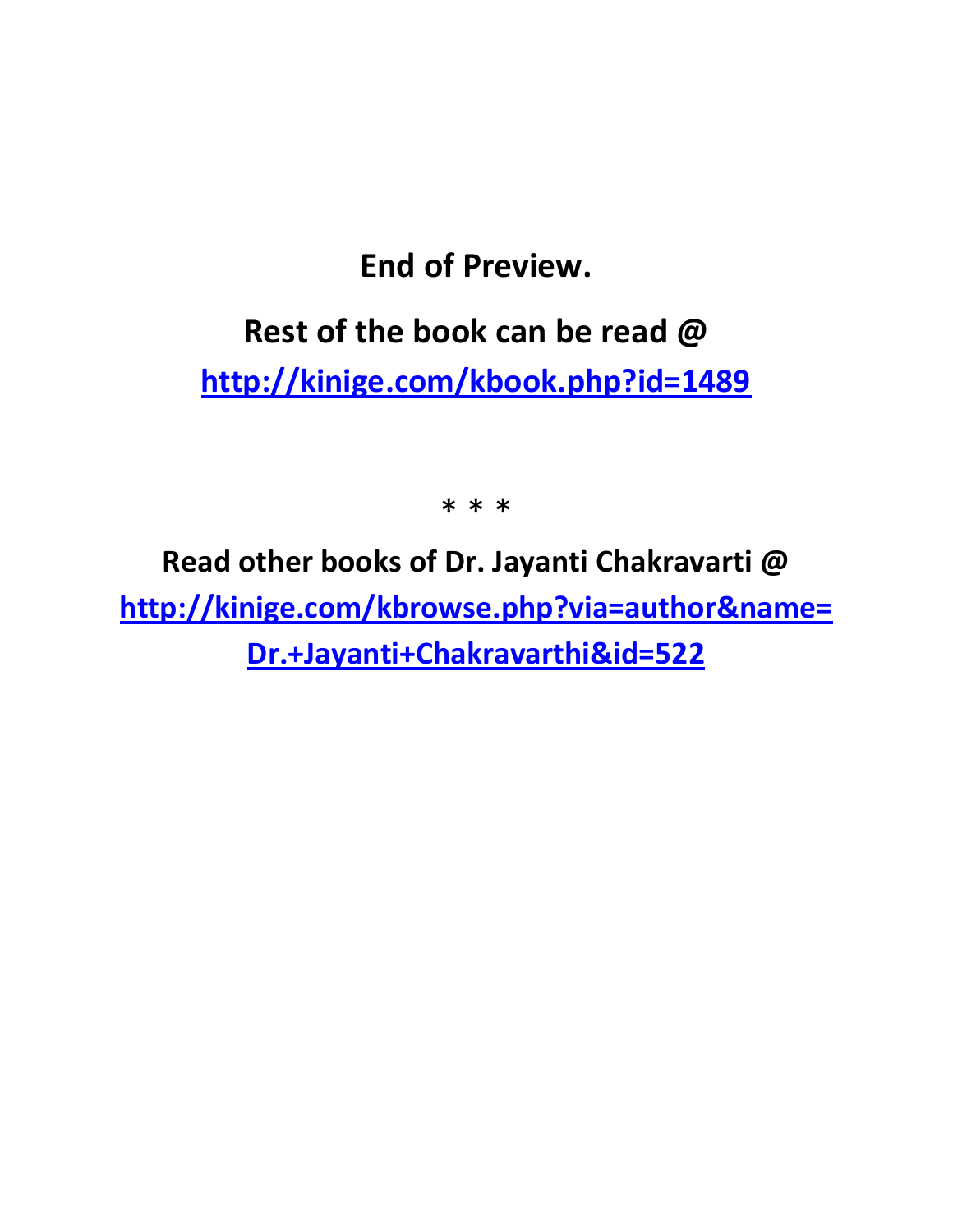**End of Preview.**

**Rest of the book can be read @ http://kinige.com/kbook.php?id=1489**

*  *  *

**Read other books of Dr. Jayanti Chakravarti @ http://kinige.com/kbrowse.php?via=author&name=Dr.+Jayanti+Chakravarthi&id=522**